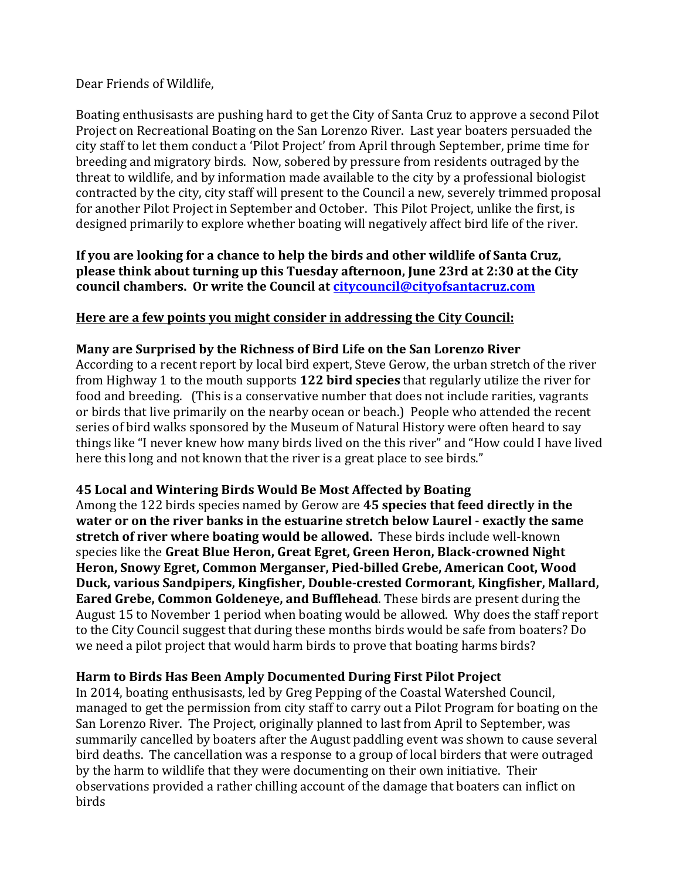Dear Friends of Wildlife,

Boating enthusisasts are pushing hard to get the City of Santa Cruz to approve a second Pilot Project on Recreational Boating on the San Lorenzo River. Last year boaters persuaded the city staff to let them conduct a 'Pilot Project' from April through September, prime time for breeding and migratory birds. Now, sobered by pressure from residents outraged by the threat to wildlife, and by information made available to the city by a professional biologist contracted by the city, city staff will present to the Council a new, severely trimmed proposal for another Pilot Project in September and October. This Pilot Project, unlike the first, is designed primarily to explore whether boating will negatively affect bird life of the river.

**If you are looking for a chance to help the birds and other wildlife of Santa Cruz, please think about turning up this Tuesday afternoon, June 23rd at 2:30 at the City council chambers. Or write the Council at [citycouncil@cityofsantacruz.com](mailto:citycouncil@cityofsantacruz.com)**

**<u>Here are a few points you might consider in addressing the City Council:</u>**

**Many are Surprised by the Richness of Bird Life on the San Lorenzo River**

According to a recent report by local bird expert, Steve Gerow, the urban stretch of the river from Highway 1 to the mouth supports **122 bird species** that regularly utilize the river for food and breeding. (This is a conservative number that does not include rarities, vagrants or birds that live primarily on the nearby ocean or beach.) People who attended the recent series of bird walks sponsored by the Museum of Natural History were often heard to say things like "I never knew how many birds lived on the this river" and "How could I have lived here this long and not known that the river is a great place to see birds."

**45 Local and Wintering Birds Would Be Most Affected by Boating**

Among the 122 birds species named by Gerow are **45 species that feed directly in the water or on the river banks in the estuarine stretch below Laurel - exactly the same stretch of river where boating would be allowed.** These birds include well-known species like the **Great Blue Heron, Great Egret, Green Heron, Black-crowned Night Heron, Snowy Egret, Common Merganser, Pied-billed Grebe, American Coot, Wood Duck, various Sandpipers, Kingfisher, Double-crested Cormorant, Kingfisher, Mallard, Eared Grebe, Common Goldeneye, and Bufflehead**. These birds are present during the August 15 to November 1 period when boating would be allowed. Why does the staff report to the City Council suggest that during these months birds would be safe from boaters? Do we need a pilot project that would harm birds to prove that boating harms birds?

**Harm to Birds Has Been Amply Documented During First Pilot Project**

In 2014, boating enthusisasts, led by Greg Pepping of the Coastal Watershed Council, managed to get the permission from city staff to carry out a Pilot Program for boating on the San Lorenzo River. The Project, originally planned to last from April to September, was summarily cancelled by boaters after the August paddling event was shown to cause several bird deaths. The cancellation was a response to a group of local birders that were outraged by the harm to wildlife that they were documenting on their own initiative. Their observations provided a rather chilling account of the damage that boaters can inflict on birds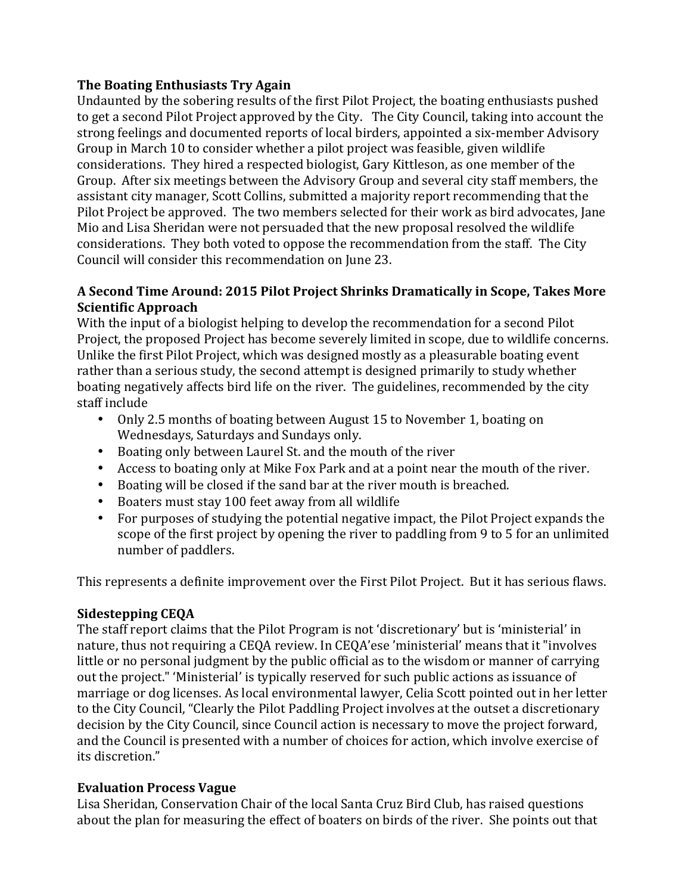**The Boating Enthusiasts Try Again**

Undaunted by the sobering results of the first Pilot Project, the boating enthusiasts pushed to get a second Pilot Project approved by the City. The City Council, taking into account the strong feelings and documented reports of local birders, appointed a six-member Advisory Group in March 10 to consider whether a pilot project was feasible, given wildlife considerations. They hired a respected biologist, Gary Kittleson, as one member of the Group. After six meetings between the Advisory Group and several city staff members, the assistant city manager, Scott Collins, submitted a majority report recommending that the Pilot Project be approved. The two members selected for their work as bird advocates, Jane Mio and Lisa Sheridan were not persuaded that the new proposal resolved the wildlife considerations. They both voted to oppose the recommendation from the staff. The City Council will consider this recommendation on June 23.

**A Second Time Around: 2015 Pilot Project Shrinks Dramatically in Scope, Takes More Scientific Approach**

With the input of a biologist helping to develop the recommendation for a second Pilot Project, the proposed Project has become severely limited in scope, due to wildlife concerns. Unlike the first Pilot Project, which was designed mostly as a pleasurable boating event rather than a serious study, the second attempt is designed primarily to study whether boating negatively affects bird life on the river. The guidelines, recommended by the city staff include

- Only 2.5 months of boating between August 15 to November 1, boating on Wednesdays, Saturdays and Sundays only.
- Boating only between Laurel St. and the mouth of the river
- Access to boating only at Mike Fox Park and at a point near the mouth of the river.
- Boating will be closed if the sand bar at the river mouth is breached.
- Boaters must stay 100 feet away from all wildlife
- For purposes of studying the potential negative impact, the Pilot Project expands the scope of the first project by opening the river to paddling from 9 to 5 for an unlimited number of paddlers.

This represents a definite improvement over the First Pilot Project. But it has serious flaws.

**Sidestepping CEQA**

The staff report claims that the Pilot Program is not 'discretionary' but is 'ministerial' in nature, thus not requiring a CEQA review. In CEQA'ese 'ministerial' means that it "involves little or no personal judgment by the public official as to the wisdom or manner of carrying out the project." 'Ministerial' is typically reserved for such public actions as issuance of marriage or dog licenses. As local environmental lawyer, Celia Scott pointed out in her letter to the City Council, "Clearly the Pilot Paddling Project involves at the outset a discretionary decision by the City Council, since Council action is necessary to move the project forward, and the Council is presented with a number of choices for action, which involve exercise of its discretion."

**Evaluation Process Vague**

Lisa Sheridan, Conservation Chair of the local Santa Cruz Bird Club, has raised questions about the plan for measuring the effect of boaters on birds of the river. She points out that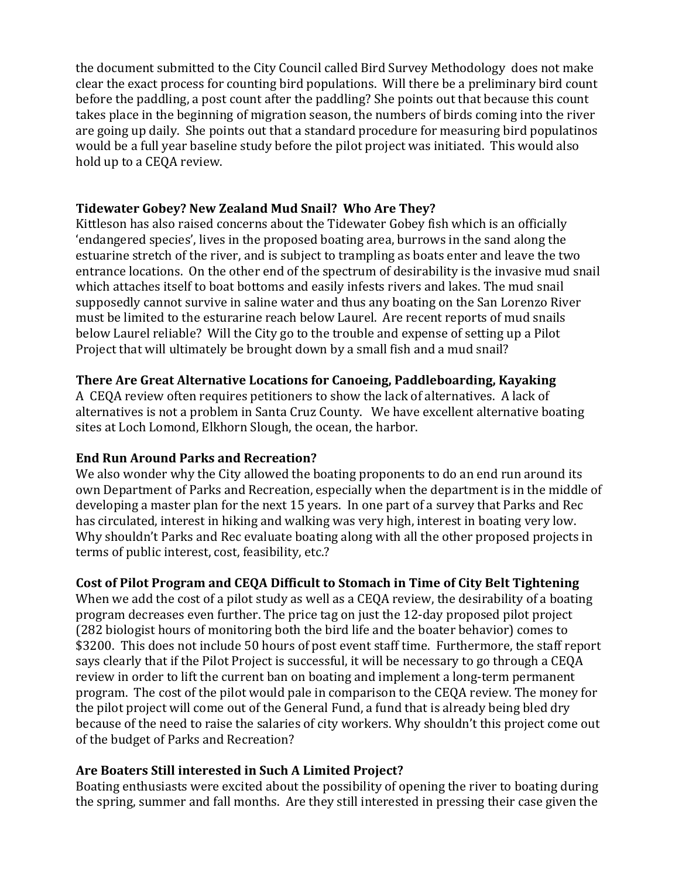the document submitted to the City Council called Bird Survey Methodology does not make clear the exact process for counting bird populations. Will there be a preliminary bird count before the paddling, a post count after the paddling? She points out that because this count takes place in the beginning of migration season, the numbers of birds coming into the river are going up daily. She points out that a standard procedure for measuring bird populatinos would be a full year baseline study before the pilot project was initiated. This would also hold up to a CEQA review.

**Tidewater Gobey? New Zealand Mud Snail? Who Are They?**

Kittleson has also raised concerns about the Tidewater Gobey fish which is an officially 'endangered species', lives in the proposed boating area, burrows in the sand along the estuarine stretch of the river, and is subject to trampling as boats enter and leave the two entrance locations. On the other end of the spectrum of desirability is the invasive mud snail which attaches itself to boat bottoms and easily infests rivers and lakes. The mud snail supposedly cannot survive in saline water and thus any boating on the San Lorenzo River must be limited to the esturarine reach below Laurel. Are recent reports of mud snails below Laurel reliable? Will the City go to the trouble and expense of setting up a Pilot Project that will ultimately be brought down by a small fish and a mud snail?

**There Are Great Alternative Locations for Canoeing, Paddleboarding, Kayaking**

A CEQA review often requires petitioners to show the lack of alternatives. A lack of alternatives is not a problem in Santa Cruz County. We have excellent alternative boating sites at Loch Lomond, Elkhorn Slough, the ocean, the harbor.

**End Run Around Parks and Recreation?**

We also wonder why the City allowed the boating proponents to do an end run around its own Department of Parks and Recreation, especially when the department is in the middle of developing a master plan for the next 15 years. In one part of a survey that Parks and Rec has circulated, interest in hiking and walking was very high, interest in boating very low. Why shouldn't Parks and Rec evaluate boating along with all the other proposed projects in terms of public interest, cost, feasibility, etc.?

**Cost of Pilot Program and CEQA Difficult to Stomach in Time of City Belt Tightening**

When we add the cost of a pilot study as well as a CEQA review, the desirability of a boating program decreases even further. The price tag on just the 12-day proposed pilot project (282 biologist hours of monitoring both the bird life and the boater behavior) comes to $3200. This does not include 50 hours of post event staff time. Furthermore, the staff report says clearly that if the Pilot Project is successful, it will be necessary to go through a CEQA review in order to lift the current ban on boating and implement a long-term permanent program. The cost of the pilot would pale in comparison to the CEQA review. The money for the pilot project will come out of the General Fund, a fund that is already being bled dry because of the need to raise the salaries of city workers. Why shouldn't this project come out of the budget of Parks and Recreation?

**Are Boaters Still interested in Such A Limited Project?**

Boating enthusiasts were excited about the possibility of opening the river to boating during the spring, summer and fall months. Are they still interested in pressing their case given the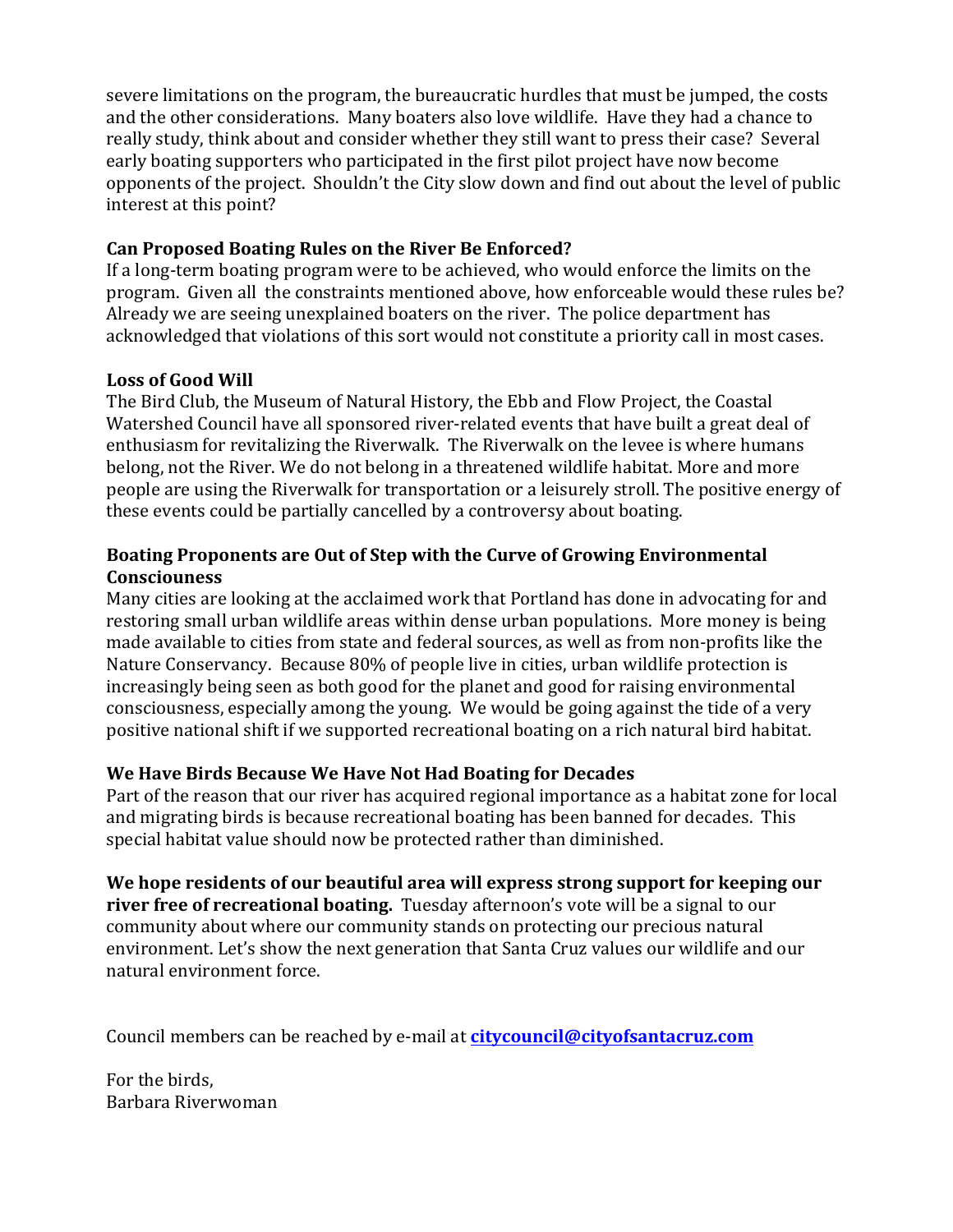severe limitations on the program, the bureaucratic hurdles that must be jumped, the costs and the other considerations. Many boaters also love wildlife. Have they had a chance to really study, think about and consider whether they still want to press their case? Several early boating supporters who participated in the first pilot project have now become opponents of the project. Shouldn't the City slow down and find out about the level of public interest at this point?

**Can Proposed Boating Rules on the River Be Enforced?**
If a long-term boating program were to be achieved, who would enforce the limits on the program. Given all the constraints mentioned above, how enforceable would these rules be? Already we are seeing unexplained boaters on the river. The police department has acknowledged that violations of this sort would not constitute a priority call in most cases.

**Loss of Good Will**
The Bird Club, the Museum of Natural History, the Ebb and Flow Project, the Coastal Watershed Council have all sponsored river-related events that have built a great deal of enthusiasm for revitalizing the Riverwalk. The Riverwalk on the levee is where humans belong, not the River. We do not belong in a threatened wildlife habitat. More and more people are using the Riverwalk for transportation or a leisurely stroll. The positive energy of these events could be partially cancelled by a controversy about boating.

**Boating Proponents are Out of Step with the Curve of Growing Environmental Consciousness**
Many cities are looking at the acclaimed work that Portland has done in advocating for and restoring small urban wildlife areas within dense urban populations. More money is being made available to cities from state and federal sources, as well as from non-profits like the Nature Conservancy. Because 80% of people live in cities, urban wildlife protection is increasingly being seen as both good for the planet and good for raising environmental consciousness, especially among the young. We would be going against the tide of a very positive national shift if we supported recreational boating on a rich natural bird habitat.

**We Have Birds Because We Have Not Had Boating for Decades**
Part of the reason that our river has acquired regional importance as a habitat zone for local and migrating birds is because recreational boating has been banned for decades. This special habitat value should now be protected rather than diminished.

**We hope residents of our beautiful area will express strong support for keeping our river free of recreational boating.** Tuesday afternoon's vote will be a signal to our community about where our community stands on protecting our precious natural environment. Let's show the next generation that Santa Cruz values our wildlife and our natural environment force.

Council members can be reached by e-mail at **citycouncil@cityofsantacruz.com**

For the birds,
Barbara Riverwoman